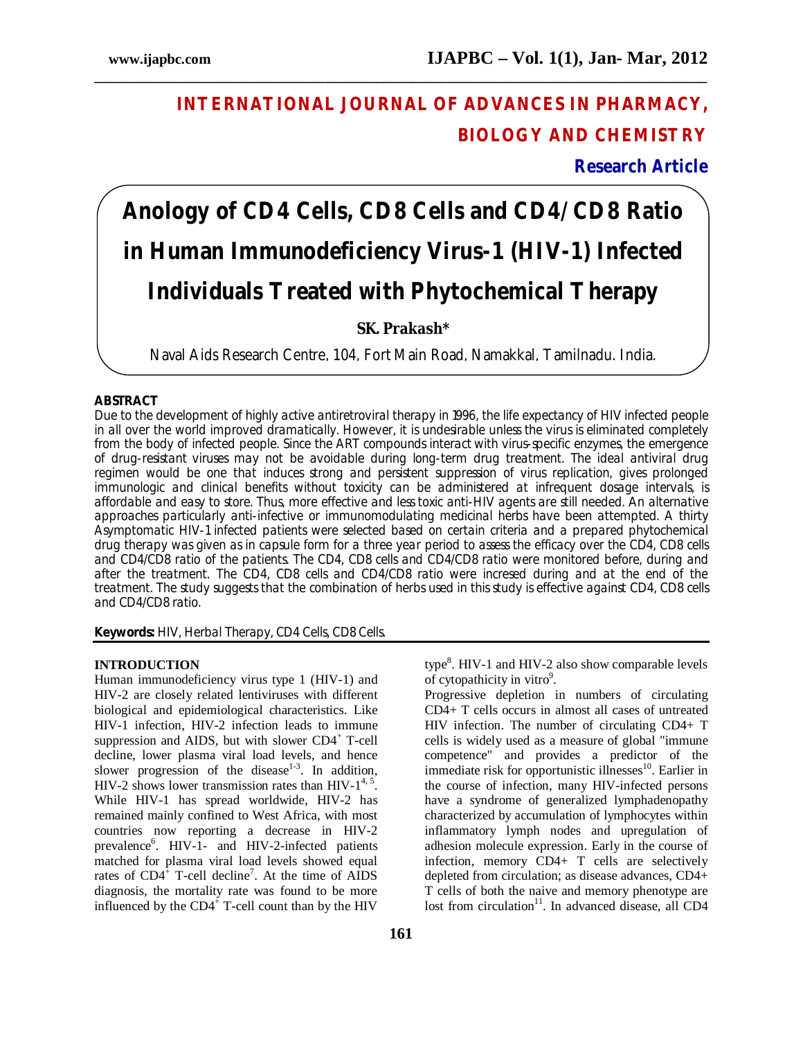# INTERNATIONAL JOURNAL OF ADVANCES IN PHARMACY, BIOLOGY AND CHEMISTRY

**Research Article**

# Anology of CD4 Cells, CD8 Cells and CD4/CD8 Ratio in Human Immunodeficiency Virus-1 (HIV-1) Infected Individuals Treated with Phytochemical Therapy

**SK. Prakash***

Naval Aids Research Centre, 104, Fort Main Road, Namakkal, Tamilnadu. India.

## ABSTRACT

*Due to the development of highly active antiretroviral therapy in 1996, the life expectancy of HIV infected people in all over the world improved dramatically. However, it is undesirable unless the virus is eliminated completely from the body of infected people. Since the ART compounds interact with virus-specific enzymes, the emergence of drug-resistant viruses may not be avoidable during long-term drug treatment. The ideal antiviral drug regimen would be one that induces strong and persistent suppression of virus replication, gives prolonged immunologic and clinical benefits without toxicity can be administered at infrequent dosage intervals, is affordable and easy to store. Thus, more effective and less toxic anti-HIV agents are still needed. An alternative approaches particularly anti-infective or immunomodulating medicinal herbs have been attempted. A thirty Asymptomatic HIV-1 infected patients were selected based on certain criteria and a prepared phytochemical drug therapy was given as in capsule form for a three year period to assess the efficacy over the CD4, CD8 cells and CD4/CD8 ratio of the patients. The CD4, CD8 cells and CD4/CD8 ratio were monitored before, during and after the treatment. The CD4, CD8 cells and CD4/CD8 ratio were incresed during and at the end of the treatment. The study suggests that the combination of herbs used in this study is effective against CD4, CD8 cells and CD4/CD8 ratio.*

**Keywords:** HIV, Herbal Therapy, CD4 Cells, CD8 Cells.

## INTRODUCTION

Human immunodeficiency virus type 1 (HIV-1) and HIV-2 are closely related lentiviruses with different biological and epidemiological characteristics. Like HIV-1 infection, HIV-2 infection leads to immune suppression and AIDS, but with slower $CD4^+$ T-cell decline, lower plasma viral load levels, and hence slower progression of the disease[1-3]. In addition, HIV-2 shows lower transmission rates than HIV-1[4, 5]. While HIV-1 has spread worldwide, HIV-2 has remained mainly confined to West Africa, with most countries now reporting a decrease in HIV-2 prevalence[6]. HIV-1- and HIV-2-infected patients matched for plasma viral load levels showed equal rates of $CD4^+$ T-cell decline[7]. At the time of AIDS diagnosis, the mortality rate was found to be more influenced by the $CD4^+$ T-cell count than by the HIV type[8]. HIV-1 and HIV-2 also show comparable levels of cytopathicity in vitro[9].

Progressive depletion in numbers of circulating CD4+ T cells occurs in almost all cases of untreated HIV infection. The number of circulating CD4+ T cells is widely used as a measure of global "immune competence" and provides a predictor of the immediate risk for opportunistic illnesses[10]. Earlier in the course of infection, many HIV-infected persons have a syndrome of generalized lymphadenopathy characterized by accumulation of lymphocytes within inflammatory lymph nodes and upregulation of adhesion molecule expression. Early in the course of infection, memory CD4+ T cells are selectively depleted from circulation; as disease advances, CD4+ T cells of both the naive and memory phenotype are lost from circulation[11]. In advanced disease, all CD4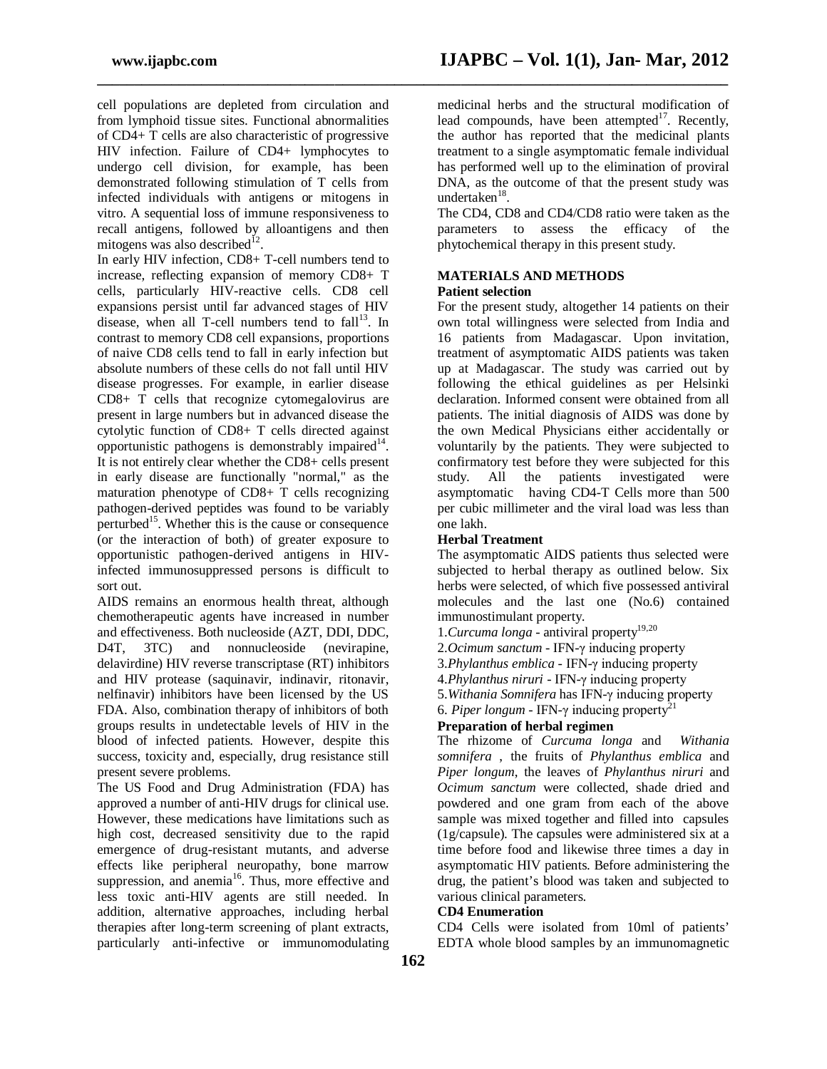cell populations are depleted from circulation and from lymphoid tissue sites. Functional abnormalities of CD4+ T cells are also characteristic of progressive HIV infection. Failure of CD4+ lymphocytes to undergo cell division, for example, has been demonstrated following stimulation of T cells from infected individuals with antigens or mitogens in vitro. A sequential loss of immune responsiveness to recall antigens, followed by alloantigens and then mitogens was also described[12].

In early HIV infection, CD8+ T-cell numbers tend to increase, reflecting expansion of memory CD8+ T cells, particularly HIV-reactive cells. CD8 cell expansions persist until far advanced stages of HIV disease, when all T-cell numbers tend to fall[13]. In contrast to memory CD8 cell expansions, proportions of naive CD8 cells tend to fall in early infection but absolute numbers of these cells do not fall until HIV disease progresses. For example, in earlier disease CD8+ T cells that recognize cytomegalovirus are present in large numbers but in advanced disease the cytolytic function of CD8+ T cells directed against opportunistic pathogens is demonstrably impaired[14]. It is not entirely clear whether the CD8+ cells present in early disease are functionally "normal," as the maturation phenotype of CD8+ T cells recognizing pathogen-derived peptides was found to be variably perturbed[15]. Whether this is the cause or consequence (or the interaction of both) of greater exposure to opportunistic pathogen-derived antigens in HIV-infected immunosuppressed persons is difficult to sort out.

AIDS remains an enormous health threat, although chemotherapeutic agents have increased in number and effectiveness. Both nucleoside (AZT, DDI, DDC, D4T, 3TC) and nonnucleoside (nevirapine, delavirdine) HIV reverse transcriptase (RT) inhibitors and HIV protease (saquinavir, indinavir, ritonavir, nelfinavir) inhibitors have been licensed by the US FDA. Also, combination therapy of inhibitors of both groups results in undetectable levels of HIV in the blood of infected patients. However, despite this success, toxicity and, especially, drug resistance still present severe problems.

The US Food and Drug Administration (FDA) has approved a number of anti-HIV drugs for clinical use. However, these medications have limitations such as high cost, decreased sensitivity due to the rapid emergence of drug-resistant mutants, and adverse effects like peripheral neuropathy, bone marrow suppression, and anemia[16]. Thus, more effective and less toxic anti-HIV agents are still needed. In addition, alternative approaches, including herbal therapies after long-term screening of plant extracts, particularly anti-infective or immunomodulating medicinal herbs and the structural modification of lead compounds, have been attempted[17]. Recently, the author has reported that the medicinal plants treatment to a single asymptomatic female individual has performed well up to the elimination of proviral DNA, as the outcome of that the present study was undertaken[18].

The CD4, CD8 and CD4/CD8 ratio were taken as the parameters to assess the efficacy of the phytochemical therapy in this present study.

## MATERIALS AND METHODS

### Patient selection

For the present study, altogether 14 patients on their own total willingness were selected from India and 16 patients from Madagascar. Upon invitation, treatment of asymptomatic AIDS patients was taken up at Madagascar. The study was carried out by following the ethical guidelines as per Helsinki declaration. Informed consent were obtained from all patients. The initial diagnosis of AIDS was done by the own Medical Physicians either accidentally or voluntarily by the patients. They were subjected to confirmatory test before they were subjected for this study. All the patients investigated were asymptomatic having CD4-T Cells more than 500 per cubic millimeter and the viral load was less than one lakh.

### Herbal Treatment

The asymptomatic AIDS patients thus selected were subjected to herbal therapy as outlined below. Six herbs were selected, of which five possessed antiviral molecules and the last one (No.6) contained immunostimulant property.

1. *Curcuma longa* - antiviral property[19,20]
2. *Ocimum sanctum* - IFN-γ inducing property
3. *Phylanthus emblica* - IFN-γ inducing property
4. *Phylanthus niruri* - IFN-γ inducing property
5. *Withania Somnifera* has IFN-γ inducing property
6. *Piper longum* - IFN-γ inducing property[21]

### Preparation of herbal regimen

The rhizome of *Curcuma longa* and *Withania somnifera* , the fruits of *Phylanthus emblica* and *Piper longum*, the leaves of *Phylanthus niruri* and *Ocimum sanctum* were collected, shade dried and powdered and one gram from each of the above sample was mixed together and filled into capsules (1g/capsule). The capsules were administered six at a time before food and likewise three times a day in asymptomatic HIV patients. Before administering the drug, the patient's blood was taken and subjected to various clinical parameters.

### CD4 Enumeration

CD4 Cells were isolated from 10ml of patients' EDTA whole blood samples by an immunomagnetic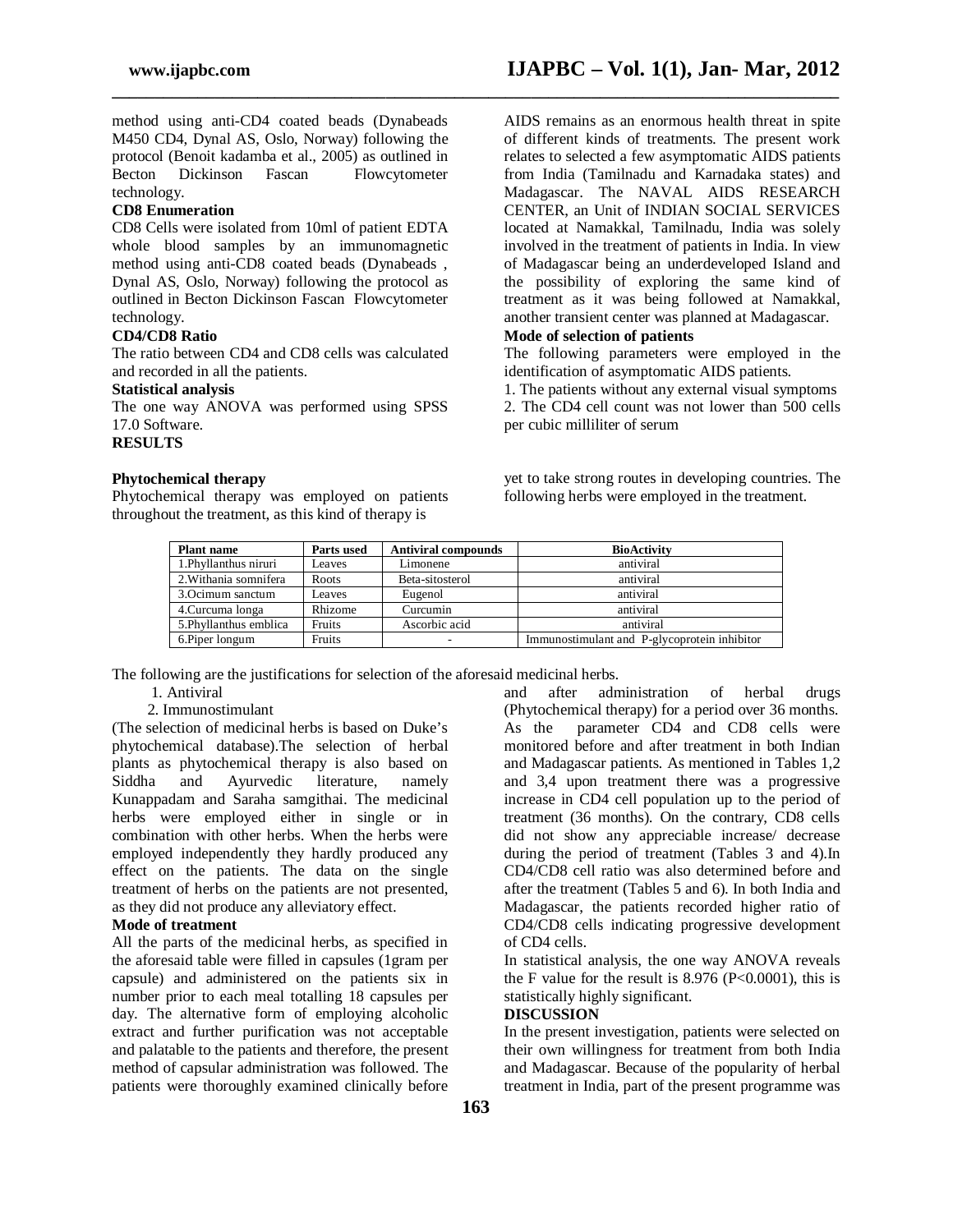method using anti-CD4 coated beads (Dynabeads M450 CD4, Dynal AS, Oslo, Norway) following the protocol (Benoit kadamba et al., 2005) as outlined in Becton Dickinson Fascan Flowcytometer technology.

**CD8 Enumeration**

CD8 Cells were isolated from 10ml of patient EDTA whole blood samples by an immunomagnetic method using anti-CD8 coated beads (Dynabeads , Dynal AS, Oslo, Norway) following the protocol as outlined in Becton Dickinson Fascan Flowcytometer technology.

**CD4/CD8 Ratio**

The ratio between CD4 and CD8 cells was calculated and recorded in all the patients.

**Statistical analysis**

The one way ANOVA was performed using SPSS 17.0 Software.

**RESULTS**

AIDS remains as an enormous health threat in spite of different kinds of treatments. The present work relates to selected a few asymptomatic AIDS patients from India (Tamilnadu and Karnadaka states) and Madagascar. The NAVAL AIDS RESEARCH CENTER, an Unit of INDIAN SOCIAL SERVICES located at Namakkal, Tamilnadu, India was solely involved in the treatment of patients in India. In view of Madagascar being an underdeveloped Island and the possibility of exploring the same kind of treatment as it was being followed at Namakkal, another transient center was planned at Madagascar.

**Mode of selection of patients**

The following parameters were employed in the identification of asymptomatic AIDS patients.

1. The patients without any external visual symptoms
2. The CD4 cell count was not lower than 500 cells per cubic milliliter of serum

**Phytochemical therapy**

Phytochemical therapy was employed on patients throughout the treatment, as this kind of therapy is yet to take strong routes in developing countries. The following herbs were employed in the treatment.

| Plant name | Parts used | Antiviral compounds | BioActivity |
|---|---|---|---|
| 1.Phyllanthus niruri | Leaves | Limonene | antiviral |
| 2.Withania somnifera | Roots | Beta-sitosterol | antiviral |
| 3.Ocimum sanctum | Leaves | Eugenol | antiviral |
| 4.Curcuma longa | Rhizome | Curcumin | antiviral |
| 5.Phyllanthus emblica | Fruits | Ascorbic acid | antiviral |
| 6.Piper longum | Fruits | - | Immunostimulant and P-glycoprotein inhibitor |

The following are the justifications for selection of the aforesaid medicinal herbs.

1. Antiviral
2. Immunostimulant

(The selection of medicinal herbs is based on Duke's phytochemical database).The selection of herbal plants as phytochemical therapy is also based on Siddha and Ayurvedic literature, namely Kunappadam and Saraha samgithai. The medicinal herbs were employed either in single or in combination with other herbs. When the herbs were employed independently they hardly produced any effect on the patients. The data on the single treatment of herbs on the patients are not presented, as they did not produce any alleviatory effect.

**Mode of treatment**

All the parts of the medicinal herbs, as specified in the aforesaid table were filled in capsules (1gram per capsule) and administered on the patients six in number prior to each meal totalling 18 capsules per day. The alternative form of employing alcoholic extract and further purification was not acceptable and palatable to the patients and therefore, the present method of capsular administration was followed. The patients were thoroughly examined clinically before and after administration of herbal drugs (Phytochemical therapy) for a period over 36 months. As the parameter CD4 and CD8 cells were monitored before and after treatment in both Indian and Madagascar patients. As mentioned in Tables 1,2 and 3,4 upon treatment there was a progressive increase in CD4 cell population up to the period of treatment (36 months). On the contrary, CD8 cells did not show any appreciable increase/ decrease during the period of treatment (Tables 3 and 4).In CD4/CD8 cell ratio was also determined before and after the treatment (Tables 5 and 6). In both India and Madagascar, the patients recorded higher ratio of CD4/CD8 cells indicating progressive development of CD4 cells.

In statistical analysis, the one way ANOVA reveals the F value for the result is 8.976 ($P<0.0001$), this is statistically highly significant.

**DISCUSSION**

In the present investigation, patients were selected on their own willingness for treatment from both India and Madagascar. Because of the popularity of herbal treatment in India, part of the present programme was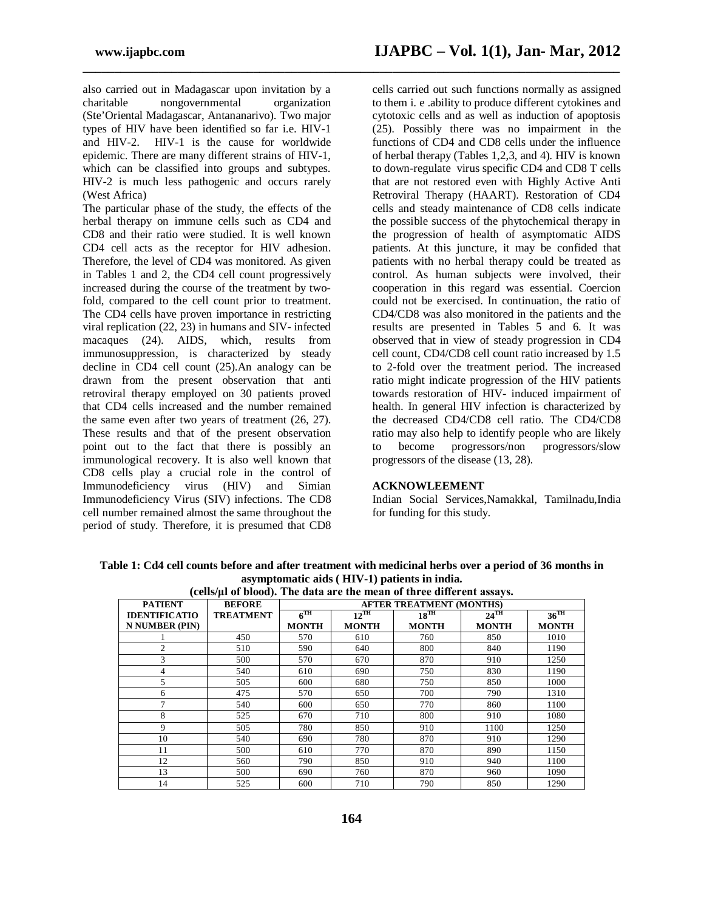also carried out in Madagascar upon invitation by a charitable nongovernmental organization (Ste'Oriental Madagascar, Antananarivo). Two major types of HIV have been identified so far i.e. HIV-1 and HIV-2. HIV-1 is the cause for worldwide epidemic. There are many different strains of HIV-1, which can be classified into groups and subtypes. HIV-2 is much less pathogenic and occurs rarely (West Africa)

The particular phase of the study, the effects of the herbal therapy on immune cells such as CD4 and CD8 and their ratio were studied. It is well known CD4 cell acts as the receptor for HIV adhesion. Therefore, the level of CD4 was monitored. As given in Tables 1 and 2, the CD4 cell count progressively increased during the course of the treatment by two-fold, compared to the cell count prior to treatment. The CD4 cells have proven importance in restricting viral replication (22, 23) in humans and SIV- infected macaques (24). AIDS, which, results from immunosuppression, is characterized by steady decline in CD4 cell count (25).An analogy can be drawn from the present observation that anti retroviral therapy employed on 30 patients proved that CD4 cells increased and the number remained the same even after two years of treatment (26, 27). These results and that of the present observation point out to the fact that there is possibly an immunological recovery. It is also well known that CD8 cells play a crucial role in the control of Immunodeficiency virus (HIV) and Simian Immunodeficiency Virus (SIV) infections. The CD8 cell number remained almost the same throughout the period of study. Therefore, it is presumed that CD8 cells carried out such functions normally as assigned to them i. e .ability to produce different cytokines and cytotoxic cells and as well as induction of apoptosis (25). Possibly there was no impairment in the functions of CD4 and CD8 cells under the influence of herbal therapy (Tables 1,2,3, and 4). HIV is known to down-regulate virus specific CD4 and CD8 T cells that are not restored even with Highly Active Anti Retroviral Therapy (HAART). Restoration of CD4 cells and steady maintenance of CD8 cells indicate the possible success of the phytochemical therapy in the progression of health of asymptomatic AIDS patients. At this juncture, it may be confided that patients with no herbal therapy could be treated as control. As human subjects were involved, their cooperation in this regard was essential. Coercion could not be exercised. In continuation, the ratio of CD4/CD8 was also monitored in the patients and the results are presented in Tables 5 and 6. It was observed that in view of steady progression in CD4 cell count, CD4/CD8 cell count ratio increased by 1.5 to 2-fold over the treatment period. The increased ratio might indicate progression of the HIV patients towards restoration of HIV- induced impairment of health. In general HIV infection is characterized by the decreased CD4/CD8 cell ratio. The CD4/CD8 ratio may also help to identify people who are likely to become progressors/non progressors/slow progressors of the disease (13, 28).

## ACKNOWLEEMENT

Indian Social Services,Namakkal, Tamilnadu,India for funding for this study.

**Table 1: Cd4 cell counts before and after treatment with medicinal herbs over a period of 36 months in asymptomatic aids ( HIV-1) patients in india.**
**(cells/μl of blood). The data are the mean of three different assays.**

| PATIENT IDENTIFICATION NUMBER (PIN) | BEFORE TREATMENT | AFTER TREATMENT (MONTHS) | | | | |
|---|---|---|---|---|---|---|
| | | 6TH MONTH | 12TH MONTH | 18TH MONTH | 24TH MONTH | 36TH MONTH |
| 1 | 450 | 570 | 610 | 760 | 850 | 1010 |
| 2 | 510 | 590 | 640 | 800 | 840 | 1190 |
| 3 | 500 | 570 | 670 | 870 | 910 | 1250 |
| 4 | 540 | 610 | 690 | 750 | 830 | 1190 |
| 5 | 505 | 600 | 680 | 750 | 850 | 1000 |
| 6 | 475 | 570 | 650 | 700 | 790 | 1310 |
| 7 | 540 | 600 | 650 | 770 | 860 | 1100 |
| 8 | 525 | 670 | 710 | 800 | 910 | 1080 |
| 9 | 505 | 780 | 850 | 910 | 1100 | 1250 |
| 10 | 540 | 690 | 780 | 870 | 910 | 1290 |
| 11 | 500 | 610 | 770 | 870 | 890 | 1150 |
| 12 | 560 | 790 | 850 | 910 | 940 | 1100 |
| 13 | 500 | 690 | 760 | 870 | 960 | 1090 |
| 14 | 525 | 600 | 710 | 790 | 850 | 1290 |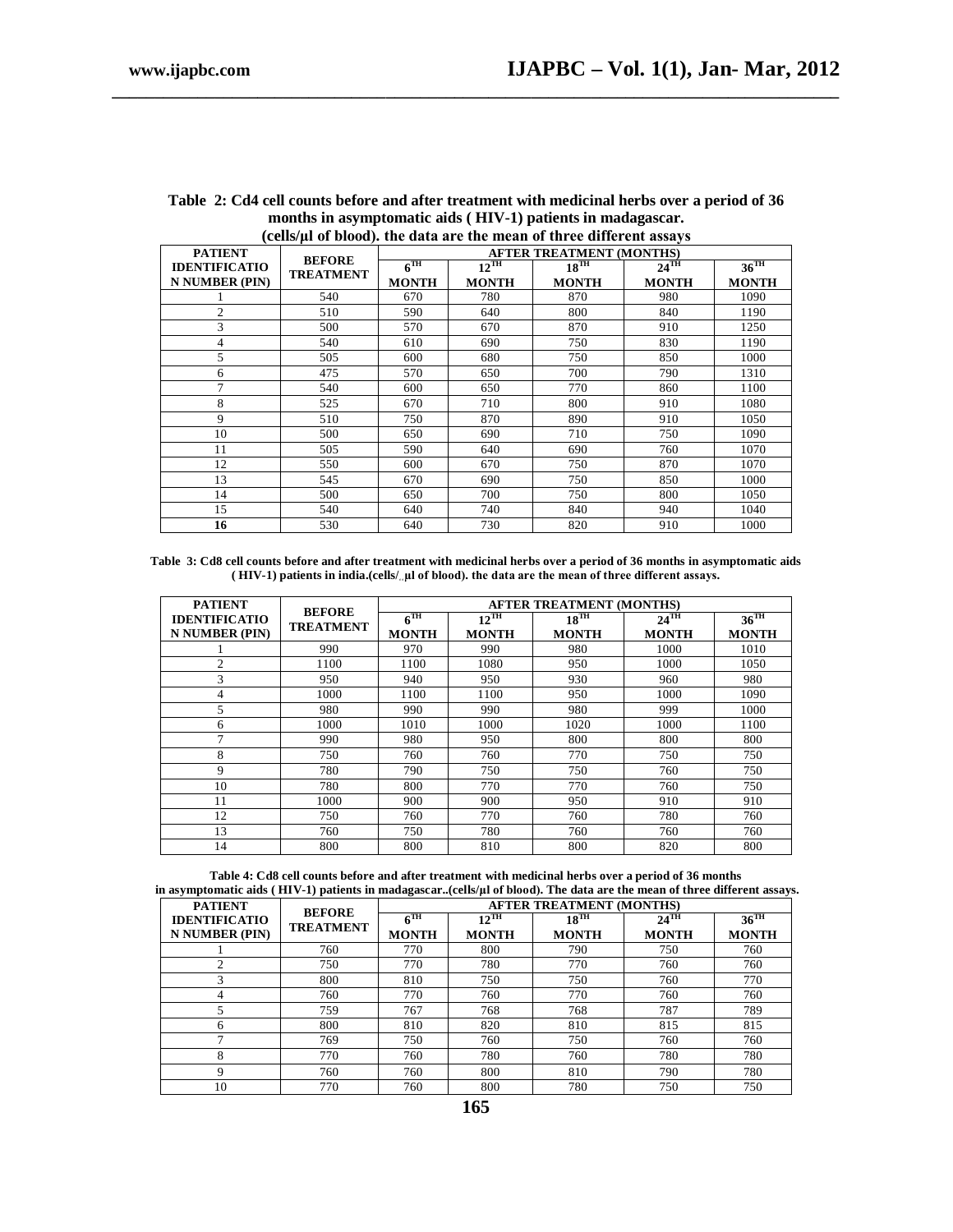**Table 2: Cd4 cell counts before and after treatment with medicinal herbs over a period of 36 months in asymptomatic aids ( HIV-1) patients in madagascar. (cells/µl of blood). the data are the mean of three different assays**

| PATIENT IDENTIFICATION NUMBER (PIN) | BEFORE TREATMENT | AFTER TREATMENT (MONTHS) | | | | |
|---|---|---|---|---|---|---|
| | | 6TH MONTH | 12TH MONTH | 18TH MONTH | 24TH MONTH | 36TH MONTH |
| 1 | 540 | 670 | 780 | 870 | 980 | 1090 |
| 2 | 510 | 590 | 640 | 800 | 840 | 1190 |
| 3 | 500 | 570 | 670 | 870 | 910 | 1250 |
| 4 | 540 | 610 | 690 | 750 | 830 | 1190 |
| 5 | 505 | 600 | 680 | 750 | 850 | 1000 |
| 6 | 475 | 570 | 650 | 700 | 790 | 1310 |
| 7 | 540 | 600 | 650 | 770 | 860 | 1100 |
| 8 | 525 | 670 | 710 | 800 | 910 | 1080 |
| 9 | 510 | 750 | 870 | 890 | 910 | 1050 |
| 10 | 500 | 650 | 690 | 710 | 750 | 1090 |
| 11 | 505 | 590 | 640 | 690 | 760 | 1070 |
| 12 | 550 | 600 | 670 | 750 | 870 | 1070 |
| 13 | 545 | 670 | 690 | 750 | 850 | 1000 |
| 14 | 500 | 650 | 700 | 750 | 800 | 1050 |
| 15 | 540 | 640 | 740 | 840 | 940 | 1040 |
| **16** | 530 | 640 | 730 | 820 | 910 | 1000 |

**Table 3: Cd8 cell counts before and after treatment with medicinal herbs over a period of 36 months in asymptomatic aids ( HIV-1) patients in india.(cells/µl of blood). the data are the mean of three different assays.**

| PATIENT IDENTIFICATION NUMBER (PIN) | BEFORE TREATMENT | AFTER TREATMENT (MONTHS) | | | | |
|---|---|---|---|---|---|---|
| | | 6TH MONTH | 12TH MONTH | 18TH MONTH | 24TH MONTH | 36TH MONTH |
| 1 | 990 | 970 | 990 | 980 | 1000 | 1010 |
| 2 | 1100 | 1100 | 1080 | 950 | 1000 | 1050 |
| 3 | 950 | 940 | 950 | 930 | 960 | 980 |
| 4 | 1000 | 1100 | 1100 | 950 | 1000 | 1090 |
| 5 | 980 | 990 | 990 | 980 | 999 | 1000 |
| 6 | 1000 | 1010 | 1000 | 1020 | 1000 | 1100 |
| 7 | 990 | 980 | 950 | 800 | 800 | 800 |
| 8 | 750 | 760 | 760 | 770 | 750 | 750 |
| 9 | 780 | 790 | 750 | 750 | 760 | 750 |
| 10 | 780 | 800 | 770 | 770 | 760 | 750 |
| 11 | 1000 | 900 | 900 | 950 | 910 | 910 |
| 12 | 750 | 760 | 770 | 760 | 780 | 760 |
| 13 | 760 | 750 | 780 | 760 | 760 | 760 |
| 14 | 800 | 800 | 810 | 800 | 820 | 800 |

**Table 4: Cd8 cell counts before and after treatment with medicinal herbs over a period of 36 months in asymptomatic aids ( HIV-1) patients in madagascar..(cells/µl of blood). The data are the mean of three different assays.**

| PATIENT IDENTIFICATION NUMBER (PIN) | BEFORE TREATMENT | AFTER TREATMENT (MONTHS) | | | | |
|---|---|---|---|---|---|---|
| | | 6TH MONTH | 12TH MONTH | 18TH MONTH | 24TH MONTH | 36TH MONTH |
| 1 | 760 | 770 | 800 | 790 | 750 | 760 |
| 2 | 750 | 770 | 780 | 770 | 760 | 760 |
| 3 | 800 | 810 | 750 | 750 | 760 | 770 |
| 4 | 760 | 770 | 760 | 770 | 760 | 760 |
| 5 | 759 | 767 | 768 | 768 | 787 | 789 |
| 6 | 800 | 810 | 820 | 810 | 815 | 815 |
| 7 | 769 | 750 | 760 | 750 | 760 | 760 |
| 8 | 770 | 760 | 780 | 760 | 780 | 780 |
| 9 | 760 | 760 | 800 | 810 | 790 | 780 |
| 10 | 770 | 760 | 800 | 780 | 750 | 750 |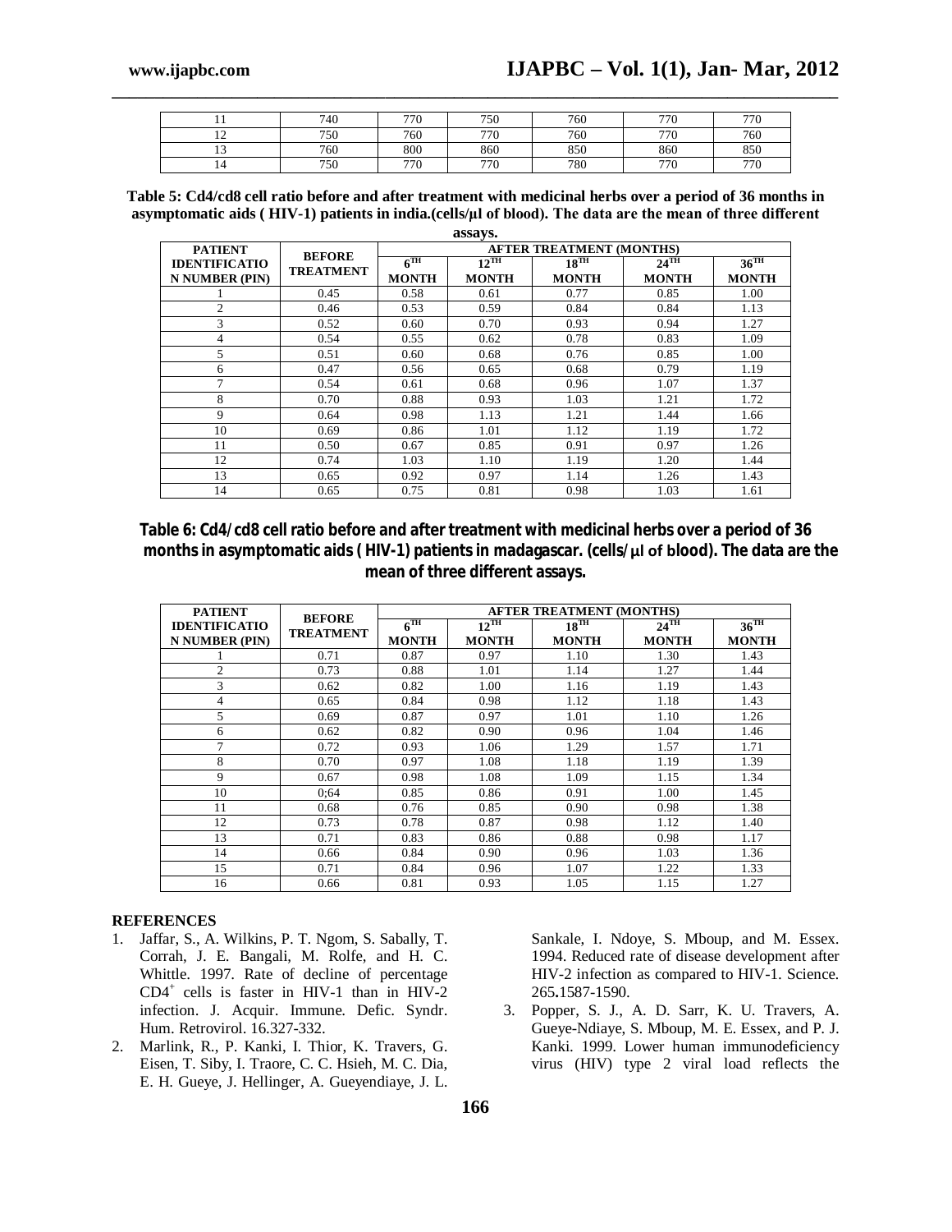| 11 | 740 | 770 | 750 | 760 | 770 | 770 |
|---|---|---|---|---|---|---|
| 12 | 750 | 760 | 770 | 760 | 770 | 760 |
| 13 | 760 | 800 | 860 | 850 | 860 | 850 |
| 14 | 750 | 770 | 770 | 780 | 770 | 770 |

**Table 5: Cd4/cd8 cell ratio before and after treatment with medicinal herbs over a period of 36 months in asymptomatic aids ( HIV-1) patients in india.(cells/µl of blood). The data are the mean of three different assays.**

| PATIENT IDENTIFICATIO N NUMBER (PIN) | BEFORE TREATMENT | AFTER TREATMENT (MONTHS) | | | | |
|---|---|---|---|---|---|---|
| | | 6TH MONTH | 12TH MONTH | 18TH MONTH | 24TH MONTH | 36TH MONTH |
| 1 | 0.45 | 0.58 | 0.61 | 0.77 | 0.85 | 1.00 |
| 2 | 0.46 | 0.53 | 0.59 | 0.84 | 0.84 | 1.13 |
| 3 | 0.52 | 0.60 | 0.70 | 0.93 | 0.94 | 1.27 |
| 4 | 0.54 | 0.55 | 0.62 | 0.78 | 0.83 | 1.09 |
| 5 | 0.51 | 0.60 | 0.68 | 0.76 | 0.85 | 1.00 |
| 6 | 0.47 | 0.56 | 0.65 | 0.68 | 0.79 | 1.19 |
| 7 | 0.54 | 0.61 | 0.68 | 0.96 | 1.07 | 1.37 |
| 8 | 0.70 | 0.88 | 0.93 | 1.03 | 1.21 | 1.72 |
| 9 | 0.64 | 0.98 | 1.13 | 1.21 | 1.44 | 1.66 |
| 10 | 0.69 | 0.86 | 1.01 | 1.12 | 1.19 | 1.72 |
| 11 | 0.50 | 0.67 | 0.85 | 0.91 | 0.97 | 1.26 |
| 12 | 0.74 | 1.03 | 1.10 | 1.19 | 1.20 | 1.44 |
| 13 | 0.65 | 0.92 | 0.97 | 1.14 | 1.26 | 1.43 |
| 14 | 0.65 | 0.75 | 0.81 | 0.98 | 1.03 | 1.61 |

**Table 6: Cd4/cd8 cell ratio before and after treatment with medicinal herbs over a period of 36 months in asymptomatic aids ( HIV-1) patients in madagascar. (cells/µl of blood). The data are the mean of three different assays.**

| PATIENT IDENTIFICATIO N NUMBER (PIN) | BEFORE TREATMENT | AFTER TREATMENT (MONTHS) | | | | |
|---|---|---|---|---|---|---|
| | | 6TH MONTH | 12TH MONTH | 18TH MONTH | 24TH MONTH | 36TH MONTH |
| 1 | 0.71 | 0.87 | 0.97 | 1.10 | 1.30 | 1.43 |
| 2 | 0.73 | 0.88 | 1.01 | 1.14 | 1.27 | 1.44 |
| 3 | 0.62 | 0.82 | 1.00 | 1.16 | 1.19 | 1.43 |
| 4 | 0.65 | 0.84 | 0.98 | 1.12 | 1.18 | 1.43 |
| 5 | 0.69 | 0.87 | 0.97 | 1.01 | 1.10 | 1.26 |
| 6 | 0.62 | 0.82 | 0.90 | 0.96 | 1.04 | 1.46 |
| 7 | 0.72 | 0.93 | 1.06 | 1.29 | 1.57 | 1.71 |
| 8 | 0.70 | 0.97 | 1.08 | 1.18 | 1.19 | 1.39 |
| 9 | 0.67 | 0.98 | 1.08 | 1.09 | 1.15 | 1.34 |
| 10 | 0;64 | 0.85 | 0.86 | 0.91 | 1.00 | 1.45 |
| 11 | 0.68 | 0.76 | 0.85 | 0.90 | 0.98 | 1.38 |
| 12 | 0.73 | 0.78 | 0.87 | 0.98 | 1.12 | 1.40 |
| 13 | 0.71 | 0.83 | 0.86 | 0.88 | 0.98 | 1.17 |
| 14 | 0.66 | 0.84 | 0.90 | 0.96 | 1.03 | 1.36 |
| 15 | 0.71 | 0.84 | 0.96 | 1.07 | 1.22 | 1.33 |
| 16 | 0.66 | 0.81 | 0.93 | 1.05 | 1.15 | 1.27 |

## REFERENCES

1. Jaffar, S., A. Wilkins, P. T. Ngom, S. Sabally, T. Corrah, J. E. Bangali, M. Rolfe, and H. C. Whittle. 1997. Rate of decline of percentage $CD4^+$ cells is faster in HIV-1 than in HIV-2 infection. J. Acquir. Immune. Defic. Syndr. Hum. Retrovirol. 16.327-332.
2. Marlink, R., P. Kanki, I. Thior, K. Travers, G. Eisen, T. Siby, I. Traore, C. C. Hsieh, M. C. Dia, E. H. Gueye, J. Hellinger, A. Gueyendiaye, J. L. Sankale, I. Ndoye, S. Mboup, and M. Essex. 1994. Reduced rate of disease development after HIV-2 infection as compared to HIV-1. Science. 265**.**1587-1590.
3. Popper, S. J., A. D. Sarr, K. U. Travers, A. Gueye-Ndiaye, S. Mboup, M. E. Essex, and P. J. Kanki. 1999. Lower human immunodeficiency virus (HIV) type 2 viral load reflects the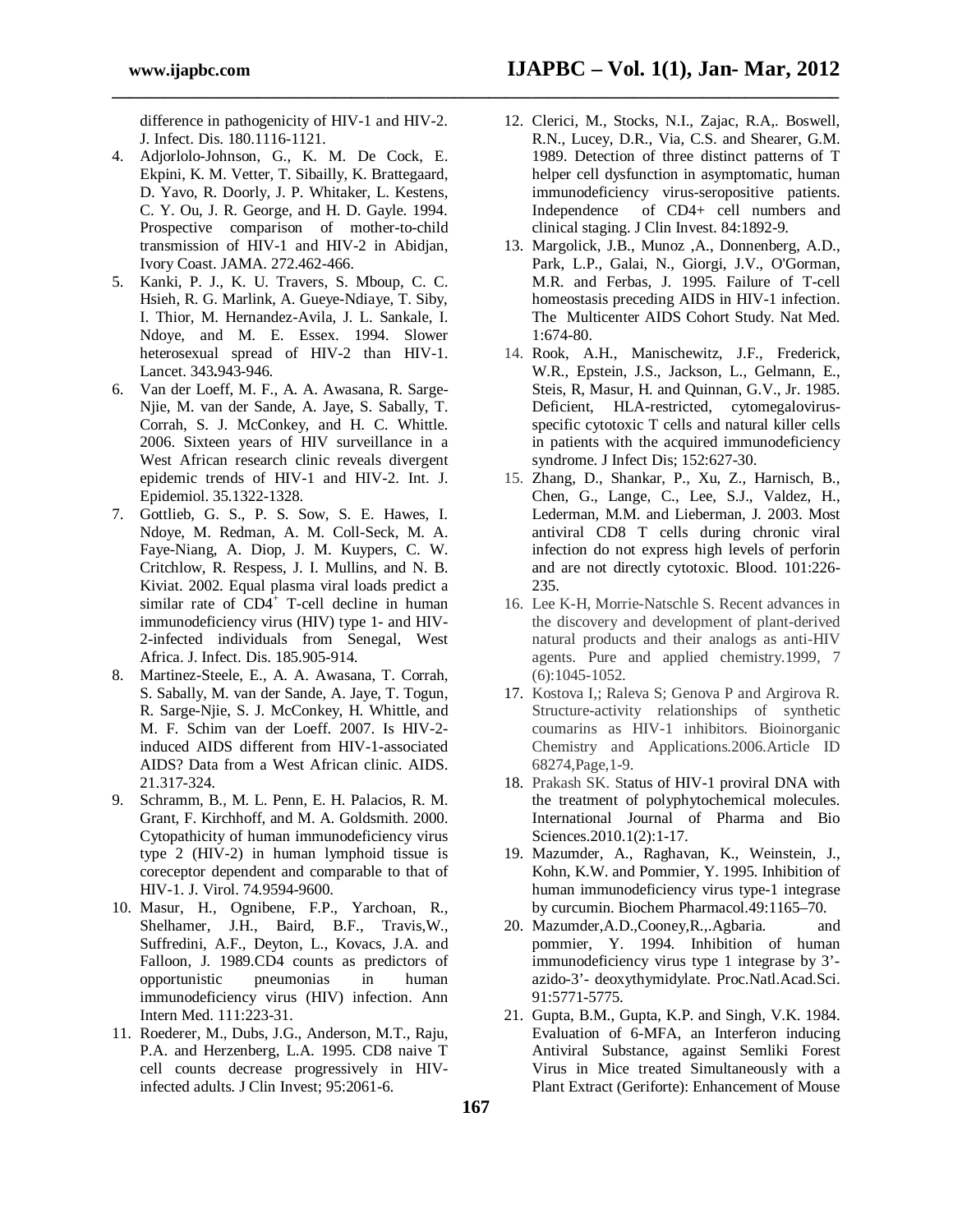difference in pathogenicity of HIV-1 and HIV-2. J. Infect. Dis. 180.1116-1121.

4. Adjorlolo-Johnson, G., K. M. De Cock, E. Ekpini, K. M. Vetter, T. Sibailly, K. Brattegaard, D. Yavo, R. Doorly, J. P. Whitaker, L. Kestens, C. Y. Ou, J. R. George, and H. D. Gayle. 1994. Prospective comparison of mother-to-child transmission of HIV-1 and HIV-2 in Abidjan, Ivory Coast. JAMA. 272.462-466.
5. Kanki, P. J., K. U. Travers, S. Mboup, C. C. Hsieh, R. G. Marlink, A. Gueye-Ndiaye, T. Siby, I. Thior, M. Hernandez-Avila, J. L. Sankale, I. Ndoye, and M. E. Essex. 1994. Slower heterosexual spread of HIV-2 than HIV-1. Lancet. 343**.**943-946.
6. Van der Loeff, M. F., A. A. Awasana, R. Sarge-Njie, M. van der Sande, A. Jaye, S. Sabally, T. Corrah, S. J. McConkey, and H. C. Whittle. 2006. Sixteen years of HIV surveillance in a West African research clinic reveals divergent epidemic trends of HIV-1 and HIV-2. Int. J. Epidemiol. 35.1322-1328.
7. Gottlieb, G. S., P. S. Sow, S. E. Hawes, I. Ndoye, M. Redman, A. M. Coll-Seck, M. A. Faye-Niang, A. Diop, J. M. Kuypers, C. W. Critchlow, R. Respess, J. I. Mullins, and N. B. Kiviat. 2002. Equal plasma viral loads predict a similar rate of $CD4^+$ T-cell decline in human immunodeficiency virus (HIV) type 1- and HIV-2-infected individuals from Senegal, West Africa. J. Infect. Dis. 185.905-914.
8. Martinez-Steele, E., A. A. Awasana, T. Corrah, S. Sabally, M. van der Sande, A. Jaye, T. Togun, R. Sarge-Njie, S. J. McConkey, H. Whittle, and M. F. Schim van der Loeff. 2007. Is HIV-2-induced AIDS different from HIV-1-associated AIDS? Data from a West African clinic. AIDS. 21.317-324.
9. Schramm, B., M. L. Penn, E. H. Palacios, R. M. Grant, F. Kirchhoff, and M. A. Goldsmith. 2000. Cytopathicity of human immunodeficiency virus type 2 (HIV-2) in human lymphoid tissue is coreceptor dependent and comparable to that of HIV-1. J. Virol. 74.9594-9600.
10. Masur, H., Ognibene, F.P., Yarchoan, R., Shelhamer, J.H., Baird, B.F., Travis,W., Suffredini, A.F., Deyton, L., Kovacs, J.A. and Falloon, J. 1989.CD4 counts as predictors of opportunistic pneumonias in human immunodeficiency virus (HIV) infection. Ann Intern Med. 111:223-31.
11. Roederer, M., Dubs, J.G., Anderson, M.T., Raju, P.A. and Herzenberg, L.A. 1995. CD8 naive T cell counts decrease progressively in HIV-infected adults. J Clin Invest; 95:2061-6.
12. Clerici, M., Stocks, N.I., Zajac, R.A,. Boswell, R.N., Lucey, D.R., Via, C.S. and Shearer, G.M. 1989. Detection of three distinct patterns of T helper cell dysfunction in asymptomatic, human immunodeficiency virus-seropositive patients. Independence of CD4+ cell numbers and clinical staging. J Clin Invest. 84:1892-9.
13. Margolick, J.B., Munoz ,A., Donnenberg, A.D., Park, L.P., Galai, N., Giorgi, J.V., O'Gorman, M.R. and Ferbas, J. 1995. Failure of T-cell homeostasis preceding AIDS in HIV-1 infection. The Multicenter AIDS Cohort Study. Nat Med. 1:674-80.
14. Rook, A.H., Manischewitz, J.F., Frederick, W.R., Epstein, J.S., Jackson, L., Gelmann, E., Steis, R, Masur, H. and Quinnan, G.V., Jr. 1985. Deficient, HLA-restricted, cytomegalovirus-specific cytotoxic T cells and natural killer cells in patients with the acquired immunodeficiency syndrome. J Infect Dis; 152:627-30.
15. Zhang, D., Shankar, P., Xu, Z., Harnisch, B., Chen, G., Lange, C., Lee, S.J., Valdez, H., Lederman, M.M. and Lieberman, J. 2003. Most antiviral CD8 T cells during chronic viral infection do not express high levels of perforin and are not directly cytotoxic. Blood. 101:226-235.
16. Lee K-H, Morrie-Natschle S. Recent advances in the discovery and development of plant-derived natural products and their analogs as anti-HIV agents. Pure and applied chemistry.1999, 7 (6):1045-1052.
17. Kostova I,; Raleva S; Genova P and Argirova R. Structure-activity relationships of synthetic coumarins as HIV-1 inhibitors. Bioinorganic Chemistry and Applications.2006.Article ID 68274,Page,1-9.
18. Prakash SK. Status of HIV-1 proviral DNA with the treatment of polyphytochemical molecules. International Journal of Pharma and Bio Sciences.2010.1(2):1-17.
19. Mazumder, A., Raghavan, K., Weinstein, J., Kohn, K.W. and Pommier, Y. 1995. Inhibition of human immunodeficiency virus type-1 integrase by curcumin. Biochem Pharmacol.49:1165–70.
20. Mazumder,A.D.,Cooney,R.,.Agbaria. and pommier, Y. 1994. Inhibition of human immunodeficiency virus type 1 integrase by 3'-azido-3'- deoxythymidylate. Proc.Natl.Acad.Sci. 91:5771-5775.
21. Gupta, B.M., Gupta, K.P. and Singh, V.K. 1984. Evaluation of 6-MFA, an Interferon inducing Antiviral Substance, against Semliki Forest Virus in Mice treated Simultaneously with a Plant Extract (Geriforte): Enhancement of Mouse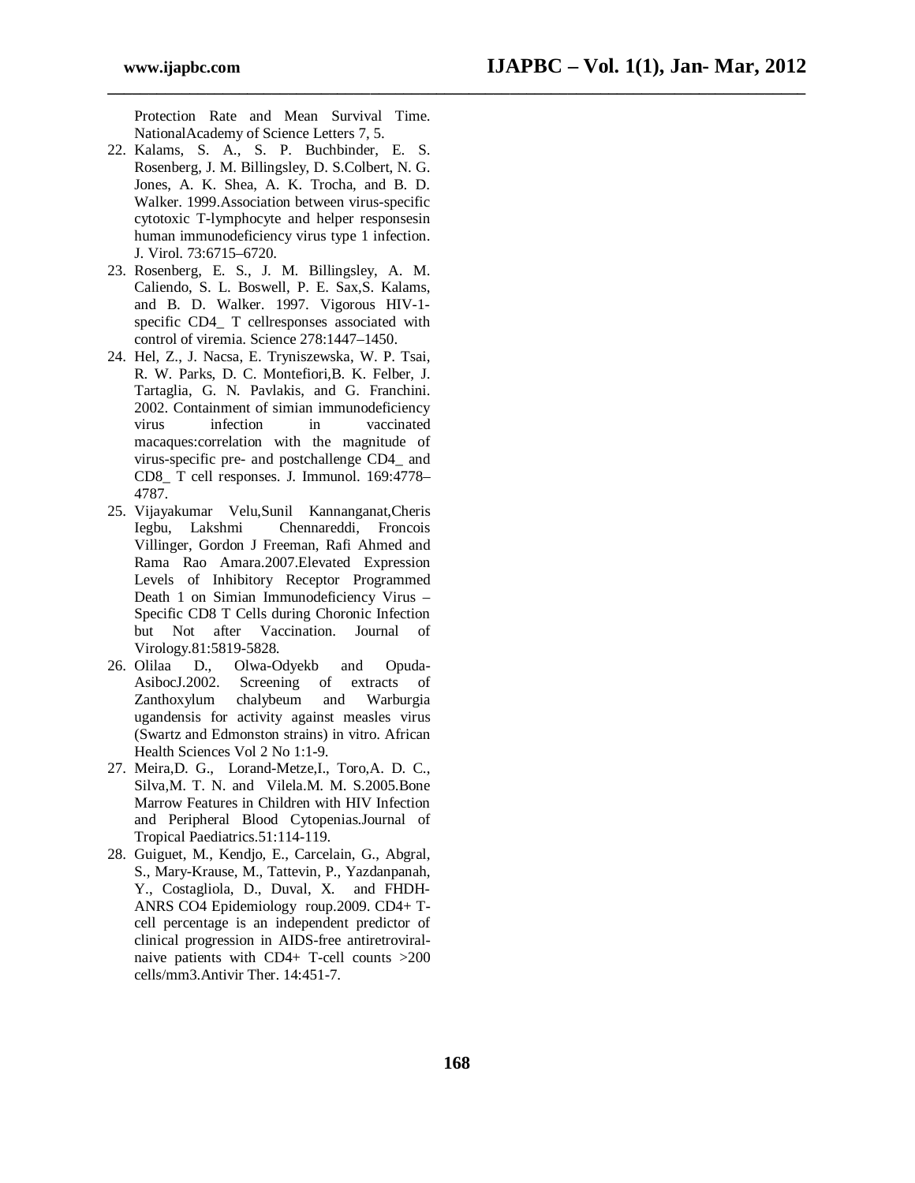Protection Rate and Mean Survival Time. NationalAcademy of Science Letters 7, 5.

22. Kalams, S. A., S. P. Buchbinder, E. S. Rosenberg, J. M. Billingsley, D. S.Colbert, N. G. Jones, A. K. Shea, A. K. Trocha, and B. D. Walker. 1999.Association between virus-specific cytotoxic T-lymphocyte and helper responsesin human immunodeficiency virus type 1 infection. J. Virol. 73:6715–6720.
23. Rosenberg, E. S., J. M. Billingsley, A. M. Caliendo, S. L. Boswell, P. E. Sax,S. Kalams, and B. D. Walker. 1997. Vigorous HIV-1-specific CD4_ T cellresponses associated with control of viremia. Science 278:1447–1450.
24. Hel, Z., J. Nacsa, E. Tryniszewska, W. P. Tsai, R. W. Parks, D. C. Montefiori,B. K. Felber, J. Tartaglia, G. N. Pavlakis, and G. Franchini. 2002. Containment of simian immunodeficiency virus infection in vaccinated macaques:correlation with the magnitude of virus-specific pre- and postchallenge CD4_ and CD8_ T cell responses. J. Immunol. 169:4778–4787.
25. Vijayakumar Velu,Sunil Kannanganat,Cheris Iegbu, Lakshmi Chennareddi, Froncois Villinger, Gordon J Freeman, Rafi Ahmed and Rama Rao Amara.2007.Elevated Expression Levels of Inhibitory Receptor Programmed Death 1 on Simian Immunodeficiency Virus – Specific CD8 T Cells during Choronic Infection but Not after Vaccination. Journal of Virology.81:5819-5828.
26. Olilaa D., Olwa-Odyekb and Opuda-AsibocJ.2002. Screening of extracts of Zanthoxylum chalybeum and Warburgia ugandensis for activity against measles virus (Swartz and Edmonston strains) in vitro. African Health Sciences Vol 2 No 1:1-9.
27. Meira,D. G., Lorand-Metze,I., Toro,A. D. C., Silva,M. T. N. and Vilela.M. M. S.2005.Bone Marrow Features in Children with HIV Infection and Peripheral Blood Cytopenias.Journal of Tropical Paediatrics.51:114-119.
28. Guiguet, M., Kendjo, E., Carcelain, G., Abgral, S., Mary-Krause, M., Tattevin, P., Yazdanpanah, Y., Costagliola, D., Duval, X. and FHDH-ANRS CO4 Epidemiology roup.2009. CD4+ T-cell percentage is an independent predictor of clinical progression in AIDS-free antiretroviral-naive patients with CD4+ T-cell counts >200 cells/mm3.Antivir Ther. 14:451-7.